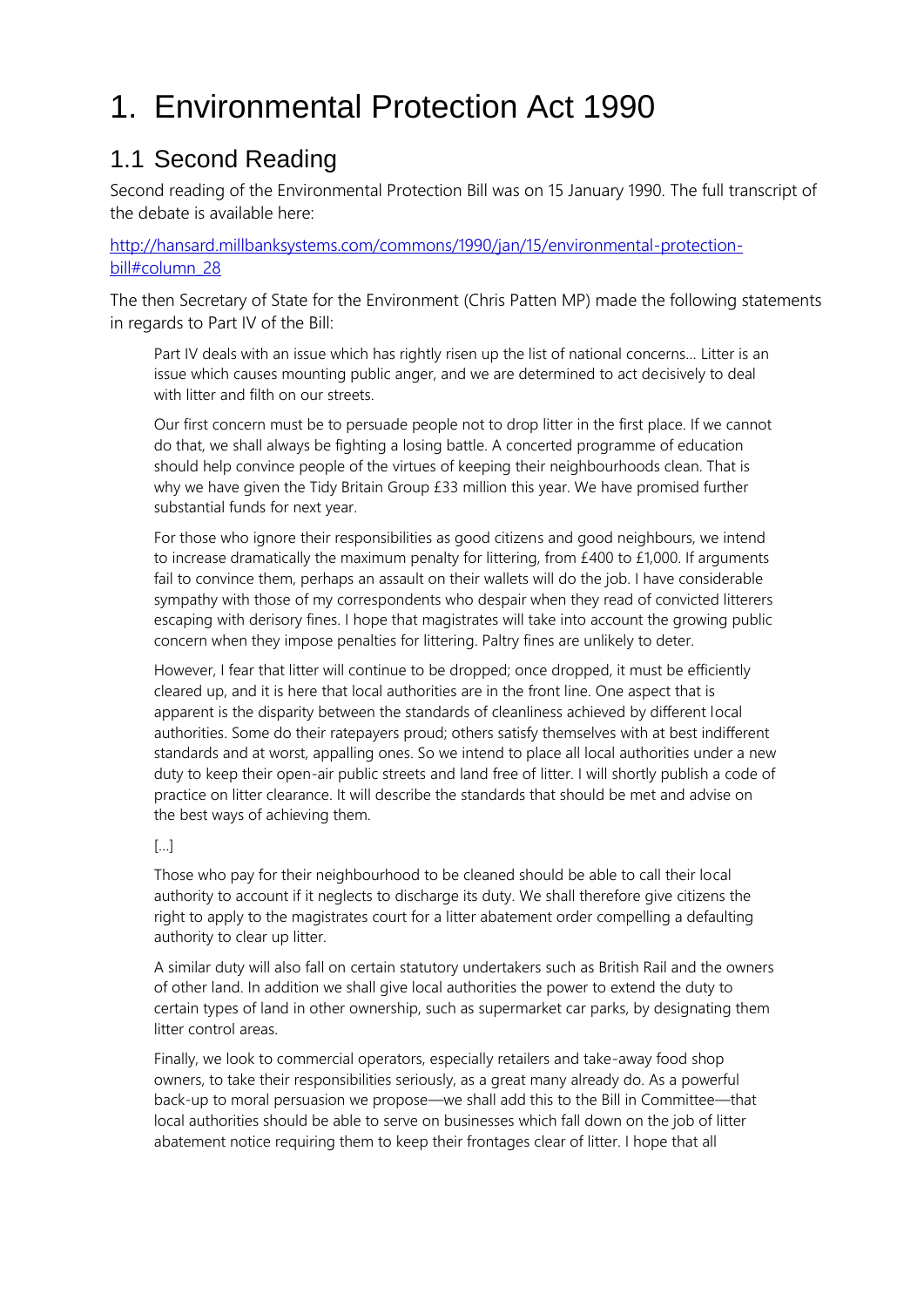# 1. Environmental Protection Act 1990

## 1.1 Second Reading

Second reading of the Environmental Protection Bill was on 15 January 1990. The full transcript of the debate is available here:

http://hansard.millbanksystems.com/commons/1990/jan/15/environmental-protection-bill#column_28

The then Secretary of State for the Environment (Chris Patten MP) made the following statements in regards to Part IV of the Bill:

> Part IV deals with an issue which has rightly risen up the list of national concerns… Litter is an issue which causes mounting public anger, and we are determined to act decisively to deal with litter and filth on our streets.
>
> Our first concern must be to persuade people not to drop litter in the first place. If we cannot do that, we shall always be fighting a losing battle. A concerted programme of education should help convince people of the virtues of keeping their neighbourhoods clean. That is why we have given the Tidy Britain Group £33 million this year. We have promised further substantial funds for next year.
>
> For those who ignore their responsibilities as good citizens and good neighbours, we intend to increase dramatically the maximum penalty for littering, from £400 to £1,000. If arguments fail to convince them, perhaps an assault on their wallets will do the job. I have considerable sympathy with those of my correspondents who despair when they read of convicted litterers escaping with derisory fines. I hope that magistrates will take into account the growing public concern when they impose penalties for littering. Paltry fines are unlikely to deter.
>
> However, I fear that litter will continue to be dropped; once dropped, it must be efficiently cleared up, and it is here that local authorities are in the front line. One aspect that is apparent is the disparity between the standards of cleanliness achieved by different local authorities. Some do their ratepayers proud; others satisfy themselves with at best indifferent standards and at worst, appalling ones. So we intend to place all local authorities under a new duty to keep their open-air public streets and land free of litter. I will shortly publish a code of practice on litter clearance. It will describe the standards that should be met and advise on the best ways of achieving them.
>
> […]
>
> Those who pay for their neighbourhood to be cleaned should be able to call their local authority to account if it neglects to discharge its duty. We shall therefore give citizens the right to apply to the magistrates court for a litter abatement order compelling a defaulting authority to clear up litter.
>
> A similar duty will also fall on certain statutory undertakers such as British Rail and the owners of other land. In addition we shall give local authorities the power to extend the duty to certain types of land in other ownership, such as supermarket car parks, by designating them litter control areas.
>
> Finally, we look to commercial operators, especially retailers and take-away food shop owners, to take their responsibilities seriously, as a great many already do. As a powerful back-up to moral persuasion we propose—we shall add this to the Bill in Committee—that local authorities should be able to serve on businesses which fall down on the job of litter abatement notice requiring them to keep their frontages clear of litter. I hope that all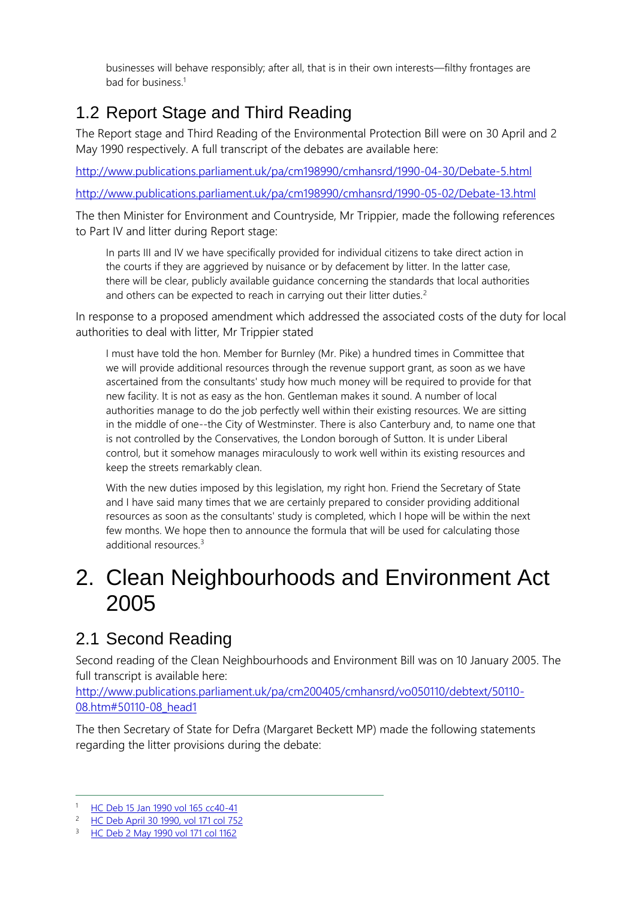> businesses will behave responsibly; after all, that is in their own interests—filthy frontages are bad for business.[1]

## 1.2 Report Stage and Third Reading

The Report stage and Third Reading of the Environmental Protection Bill were on 30 April and 2 May 1990 respectively. A full transcript of the debates are available here:

http://www.publications.parliament.uk/pa/cm198990/cmhansrd/1990-04-30/Debate-5.html

http://www.publications.parliament.uk/pa/cm198990/cmhansrd/1990-05-02/Debate-13.html

The then Minister for Environment and Countryside, Mr Trippier, made the following references to Part IV and litter during Report stage:

> In parts III and IV we have specifically provided for individual citizens to take direct action in the courts if they are aggrieved by nuisance or by defacement by litter. In the latter case, there will be clear, publicly available guidance concerning the standards that local authorities and others can be expected to reach in carrying out their litter duties.[2]

In response to a proposed amendment which addressed the associated costs of the duty for local authorities to deal with litter, Mr Trippier stated

> I must have told the hon. Member for Burnley (Mr. Pike) a hundred times in Committee that we will provide additional resources through the revenue support grant, as soon as we have ascertained from the consultants' study how much money will be required to provide for that new facility. It is not as easy as the hon. Gentleman makes it sound. A number of local authorities manage to do the job perfectly well within their existing resources. We are sitting in the middle of one--the City of Westminster. There is also Canterbury and, to name one that is not controlled by the Conservatives, the London borough of Sutton. It is under Liberal control, but it somehow manages miraculously to work well within its existing resources and keep the streets remarkably clean.
>
> With the new duties imposed by this legislation, my right hon. Friend the Secretary of State and I have said many times that we are certainly prepared to consider providing additional resources as soon as the consultants' study is completed, which I hope will be within the next few months. We hope then to announce the formula that will be used for calculating those additional resources.[3]

# 2. Clean Neighbourhoods and Environment Act 2005

## 2.1 Second Reading

Second reading of the Clean Neighbourhoods and Environment Bill was on 10 January 2005. The full transcript is available here:
http://www.publications.parliament.uk/pa/cm200405/cmhansrd/vo050110/debtext/50110-08.htm#50110-08_head1

The then Secretary of State for Defra (Margaret Beckett MP) made the following statements regarding the litter provisions during the debate:

---

[1] HC Deb 15 Jan 1990 vol 165 cc40-41

[2] HC Deb April 30 1990, vol 171 col 752

[3] HC Deb 2 May 1990 vol 171 col 1162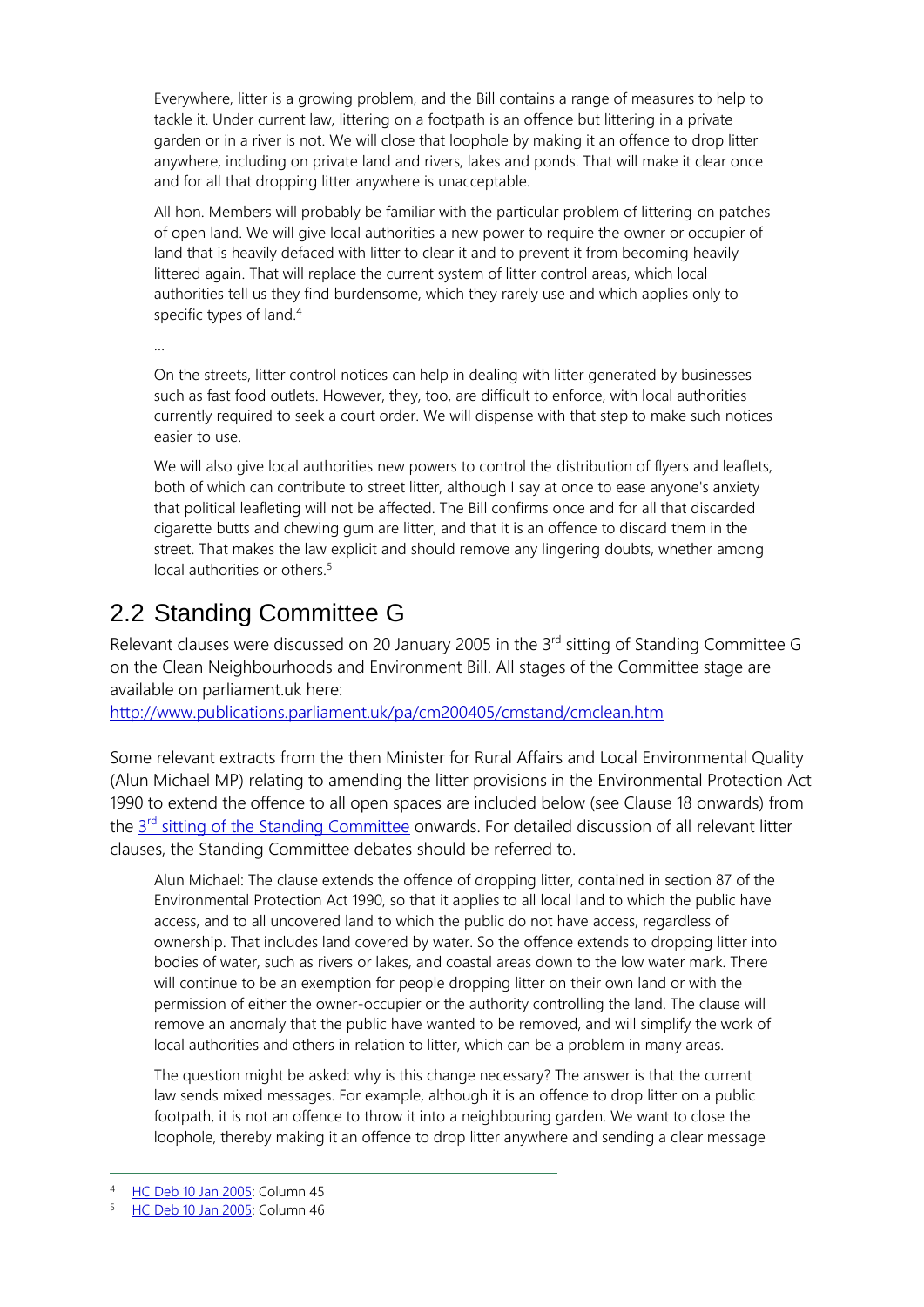> Everywhere, litter is a growing problem, and the Bill contains a range of measures to help to tackle it. Under current law, littering on a footpath is an offence but littering in a private garden or in a river is not. We will close that loophole by making it an offence to drop litter anywhere, including on private land and rivers, lakes and ponds. That will make it clear once and for all that dropping litter anywhere is unacceptable.
>
> All hon. Members will probably be familiar with the particular problem of littering on patches of open land. We will give local authorities a new power to require the owner or occupier of land that is heavily defaced with litter to clear it and to prevent it from becoming heavily littered again. That will replace the current system of litter control areas, which local authorities tell us they find burdensome, which they rarely use and which applies only to specific types of land.[4]
>
> …
>
> On the streets, litter control notices can help in dealing with litter generated by businesses such as fast food outlets. However, they, too, are difficult to enforce, with local authorities currently required to seek a court order. We will dispense with that step to make such notices easier to use.
>
> We will also give local authorities new powers to control the distribution of flyers and leaflets, both of which can contribute to street litter, although I say at once to ease anyone's anxiety that political leafleting will not be affected. The Bill confirms once and for all that discarded cigarette butts and chewing gum are litter, and that it is an offence to discard them in the street. That makes the law explicit and should remove any lingering doubts, whether among local authorities or others.[5]

## 2.2 Standing Committee G

Relevant clauses were discussed on 20 January 2005 in the 3rd sitting of Standing Committee G on the Clean Neighbourhoods and Environment Bill. All stages of the Committee stage are available on parliament.uk here:
[http://www.publications.parliament.uk/pa/cm200405/cmstand/cmclean.htm](http://www.publications.parliament.uk/pa/cm200405/cmstand/cmclean.htm)

Some relevant extracts from the then Minister for Rural Affairs and Local Environmental Quality (Alun Michael MP) relating to amending the litter provisions in the Environmental Protection Act 1990 to extend the offence to all open spaces are included below (see Clause 18 onwards) from the 3rd sitting of the Standing Committee onwards. For detailed discussion of all relevant litter clauses, the Standing Committee debates should be referred to.

> Alun Michael: The clause extends the offence of dropping litter, contained in section 87 of the Environmental Protection Act 1990, so that it applies to all local land to which the public have access, and to all uncovered land to which the public do not have access, regardless of ownership. That includes land covered by water. So the offence extends to dropping litter into bodies of water, such as rivers or lakes, and coastal areas down to the low water mark. There will continue to be an exemption for people dropping litter on their own land or with the permission of either the owner-occupier or the authority controlling the land. The clause will remove an anomaly that the public have wanted to be removed, and will simplify the work of local authorities and others in relation to litter, which can be a problem in many areas.
>
> The question might be asked: why is this change necessary? The answer is that the current law sends mixed messages. For example, although it is an offence to drop litter on a public footpath, it is not an offence to throw it into a neighbouring garden. We want to close the loophole, thereby making it an offence to drop litter anywhere and sending a clear message

---

[4] HC Deb 10 Jan 2005: Column 45

[5] HC Deb 10 Jan 2005: Column 46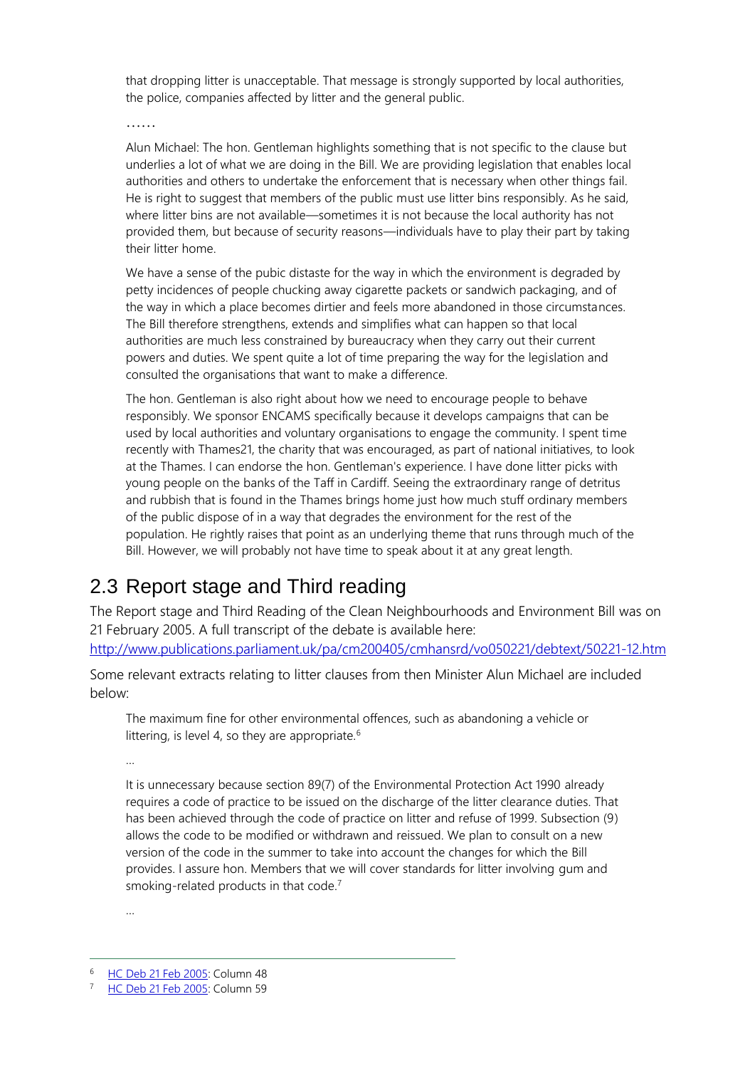that dropping litter is unacceptable. That message is strongly supported by local authorities, the police, companies affected by litter and the general public.

> ……
>
> Alun Michael: The hon. Gentleman highlights something that is not specific to the clause but underlies a lot of what we are doing in the Bill. We are providing legislation that enables local authorities and others to undertake the enforcement that is necessary when other things fail. He is right to suggest that members of the public must use litter bins responsibly. As he said, where litter bins are not available—sometimes it is not because the local authority has not provided them, but because of security reasons—individuals have to play their part by taking their litter home.
>
> We have a sense of the pubic distaste for the way in which the environment is degraded by petty incidences of people chucking away cigarette packets or sandwich packaging, and of the way in which a place becomes dirtier and feels more abandoned in those circumstances. The Bill therefore strengthens, extends and simplifies what can happen so that local authorities are much less constrained by bureaucracy when they carry out their current powers and duties. We spent quite a lot of time preparing the way for the legislation and consulted the organisations that want to make a difference.
>
> The hon. Gentleman is also right about how we need to encourage people to behave responsibly. We sponsor ENCAMS specifically because it develops campaigns that can be used by local authorities and voluntary organisations to engage the community. I spent time recently with Thames21, the charity that was encouraged, as part of national initiatives, to look at the Thames. I can endorse the hon. Gentleman's experience. I have done litter picks with young people on the banks of the Taff in Cardiff. Seeing the extraordinary range of detritus and rubbish that is found in the Thames brings home just how much stuff ordinary members of the public dispose of in a way that degrades the environment for the rest of the population. He rightly raises that point as an underlying theme that runs through much of the Bill. However, we will probably not have time to speak about it at any great length.

## 2.3 Report stage and Third reading

The Report stage and Third Reading of the Clean Neighbourhoods and Environment Bill was on 21 February 2005. A full transcript of the debate is available here: http://www.publications.parliament.uk/pa/cm200405/cmhansrd/vo050221/debtext/50221-12.htm

Some relevant extracts relating to litter clauses from then Minister Alun Michael are included below:

> The maximum fine for other environmental offences, such as abandoning a vehicle or littering, is level 4, so they are appropriate.[6]
>
> …
>
> It is unnecessary because section 89(7) of the Environmental Protection Act 1990 already requires a code of practice to be issued on the discharge of the litter clearance duties. That has been achieved through the code of practice on litter and refuse of 1999. Subsection (9) allows the code to be modified or withdrawn and reissued. We plan to consult on a new version of the code in the summer to take into account the changes for which the Bill provides. I assure hon. Members that we will cover standards for litter involving gum and smoking-related products in that code.[7]
>
> …

[6] HC Deb 21 Feb 2005: Column 48

[7] HC Deb 21 Feb 2005: Column 59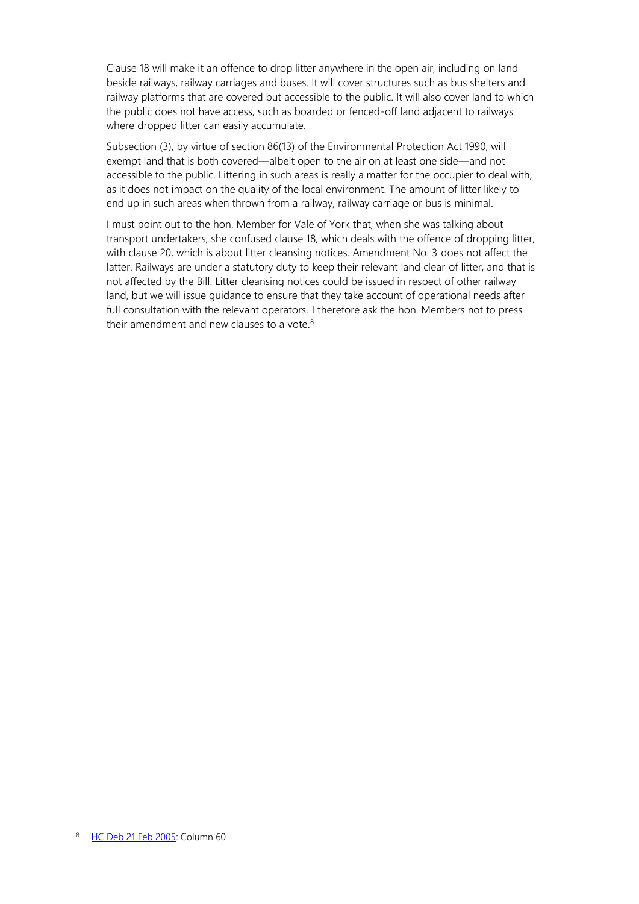Clause 18 will make it an offence to drop litter anywhere in the open air, including on land beside railways, railway carriages and buses. It will cover structures such as bus shelters and railway platforms that are covered but accessible to the public. It will also cover land to which the public does not have access, such as boarded or fenced-off land adjacent to railways where dropped litter can easily accumulate.

Subsection (3), by virtue of section 86(13) of the Environmental Protection Act 1990, will exempt land that is both covered—albeit open to the air on at least one side—and not accessible to the public. Littering in such areas is really a matter for the occupier to deal with, as it does not impact on the quality of the local environment. The amount of litter likely to end up in such areas when thrown from a railway, railway carriage or bus is minimal.

I must point out to the hon. Member for Vale of York that, when she was talking about transport undertakers, she confused clause 18, which deals with the offence of dropping litter, with clause 20, which is about litter cleansing notices. Amendment No. 3 does not affect the latter. Railways are under a statutory duty to keep their relevant land clear of litter, and that is not affected by the Bill. Litter cleansing notices could be issued in respect of other railway land, but we will issue guidance to ensure that they take account of operational needs after full consultation with the relevant operators. I therefore ask the hon. Members not to press their amendment and new clauses to a vote.[8]

[8] HC Deb 21 Feb 2005: Column 60